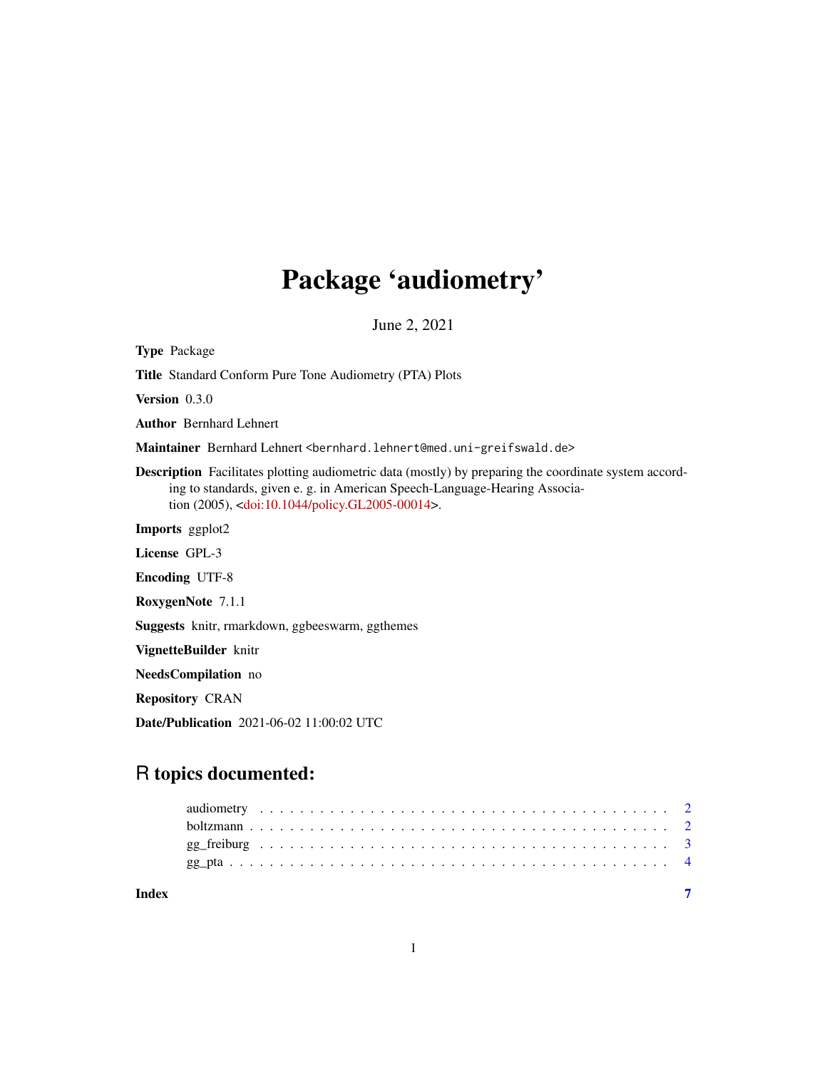# Package 'audiometry'

June 2, 2021

**Type** Package

**Title** Standard Conform Pure Tone Audiometry (PTA) Plots

**Version** 0.3.0

**Author** Bernhard Lehnert

**Maintainer** Bernhard Lehnert <bernhard.lehnert@med.uni-greifswald.de>

**Description** Facilitates plotting audiometric data (mostly) by preparing the coordinate system according to standards, given e. g. in American Speech-Language-Hearing Association (2005), <doi:10.1044/policy.GL2005-00014>.

**Imports** ggplot2

**License** GPL-3

**Encoding** UTF-8

**RoxygenNote** 7.1.1

**Suggests** knitr, rmarkdown, ggbeeswarm, ggthemes

**VignetteBuilder** knitr

**NeedsCompilation** no

**Repository** CRAN

**Date/Publication** 2021-06-02 11:00:02 UTC

## R topics documented:

- audiometry . . . . . . . . . . . . . . . . . . . . . . . . . . . . . . . . . . . . . . . 2
- boltzmann . . . . . . . . . . . . . . . . . . . . . . . . . . . . . . . . . . . . . . . . 2
- gg_freiburg . . . . . . . . . . . . . . . . . . . . . . . . . . . . . . . . . . . . . . . 3
- gg_pta . . . . . . . . . . . . . . . . . . . . . . . . . . . . . . . . . . . . . . . . . . 4

**Index** 7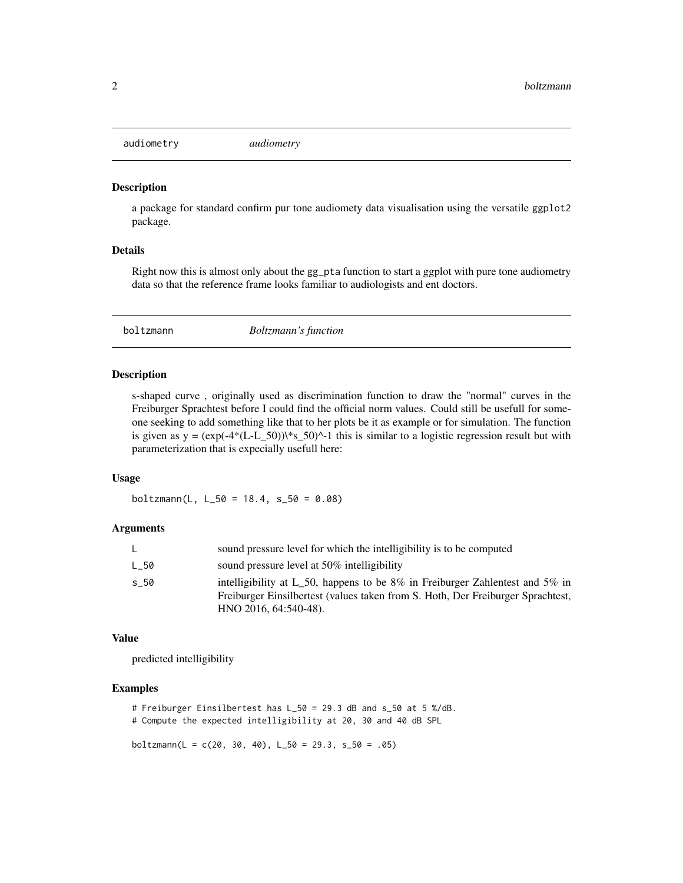## audiometry *audiometry*

### Description

a package for standard confirm pur tone audiomety data visualisation using the versatile `ggplot2` package.

### Details

Right now this is almost only about the `gg_pta` function to start a ggplot with pure tone audiometry data so that the reference frame looks familiar to audiologists and ent doctors.

## boltzmann *Boltzmann's function*

### Description

s-shaped curve , originally used as discrimination function to draw the "normal" curves in the Freiburger Sprachtest before I could find the official norm values. Could still be usefull for someone seeking to add something like that to her plots be it as example or for simulation. The function is given as y = (exp(-4*(L-L_50))\*s_50)^-1 this is similar to a logistic regression result but with parameterization that is expecially usefull here:

### Usage

```
boltzmann(L, L_50 = 18.4, s_50 = 0.08)
```

### Arguments

| | |
|---|---|
| L | sound pressure level for which the intelligibility is to be computed |
| L_50 | sound pressure level at 50% intelligibility |
| s_50 | intelligibility at L_50, happens to be 8% in Freiburger Zahlentest and 5% in Freiburger Einsilbertest (values taken from S. Hoth, Der Freiburger Sprachtest, HNO 2016, 64:540-48). |

### Value

predicted intelligibility

### Examples

```
# Freiburger Einsilbertest has L_50 = 29.3 dB and s_50 at 5 %/dB.
# Compute the expected intelligibility at 20, 30 and 40 dB SPL

boltzmann(L = c(20, 30, 40), L_50 = 29.3, s_50 = .05)
```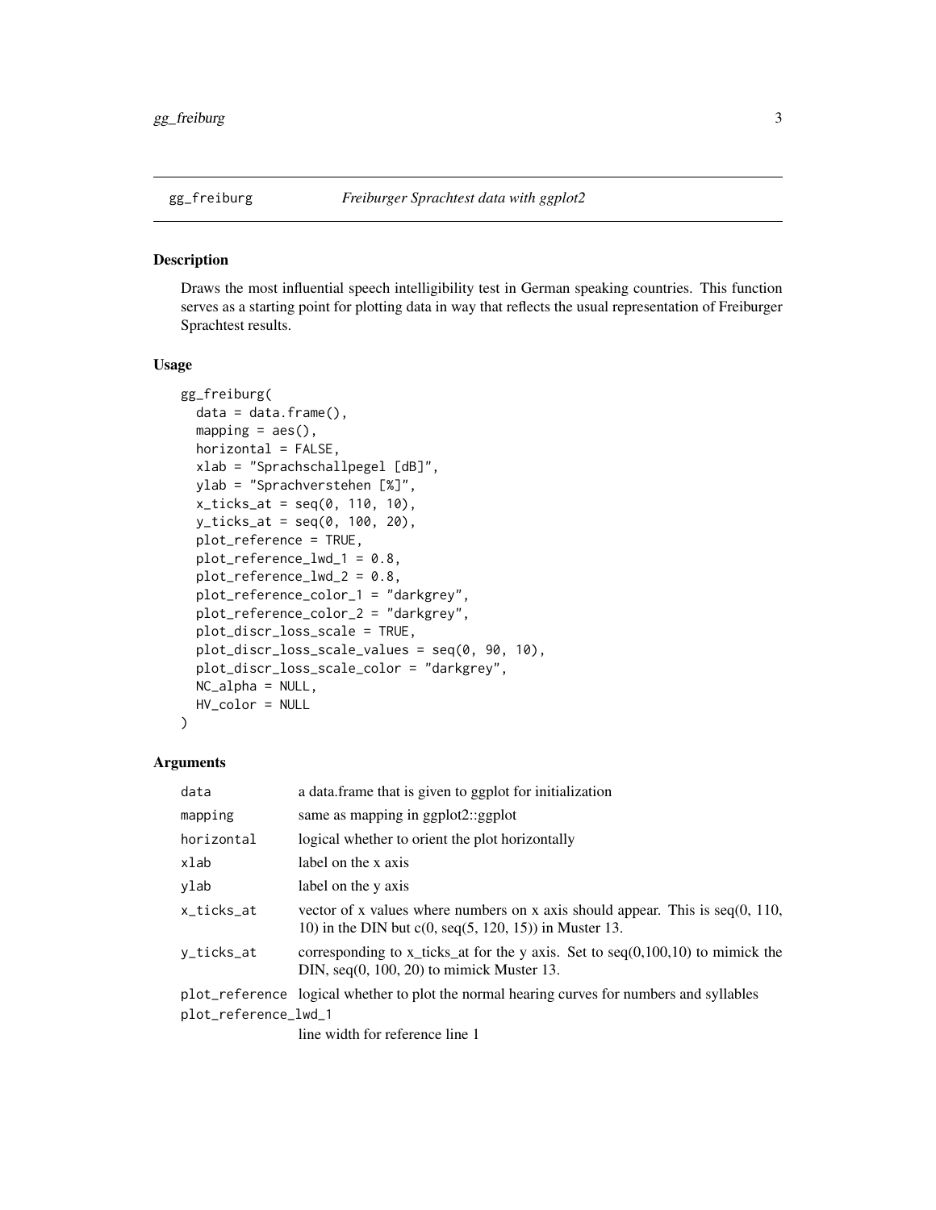## gg_freiburg — *Freiburger Sprachtest data with ggplot2*

### Description

Draws the most influential speech intelligibility test in German speaking countries. This function serves as a starting point for plotting data in way that reflects the usual representation of Freiburger Sprachtest results.

### Usage

```
gg_freiburg(
  data = data.frame(),
  mapping = aes(),
  horizontal = FALSE,
  xlab = "Sprachschallpegel [dB]",
  ylab = "Sprachverstehen [%]",
  x_ticks_at = seq(0, 110, 10),
  y_ticks_at = seq(0, 100, 20),
  plot_reference = TRUE,
  plot_reference_lwd_1 = 0.8,
  plot_reference_lwd_2 = 0.8,
  plot_reference_color_1 = "darkgrey",
  plot_reference_color_2 = "darkgrey",
  plot_discr_loss_scale = TRUE,
  plot_discr_loss_scale_values = seq(0, 90, 10),
  plot_discr_loss_scale_color = "darkgrey",
  NC_alpha = NULL,
  HV_color = NULL
)
```

### Arguments

| Argument | Description |
|---|---|
| `data` | a data.frame that is given to ggplot for initialization |
| `mapping` | same as mapping in ggplot2::ggplot |
| `horizontal` | logical whether to orient the plot horizontally |
| `xlab` | label on the x axis |
| `ylab` | label on the y axis |
| `x_ticks_at` | vector of x values where numbers on x axis should appear. This is seq(0, 110, 10) in the DIN but c(0, seq(5, 120, 15)) in Muster 13. |
| `y_ticks_at` | corresponding to x_ticks_at for the y axis. Set to seq(0,100,10) to mimick the DIN, seq(0, 100, 20) to mimick Muster 13. |
| `plot_reference` | logical whether to plot the normal hearing curves for numbers and syllables |
| `plot_reference_lwd_1` | line width for reference line 1 |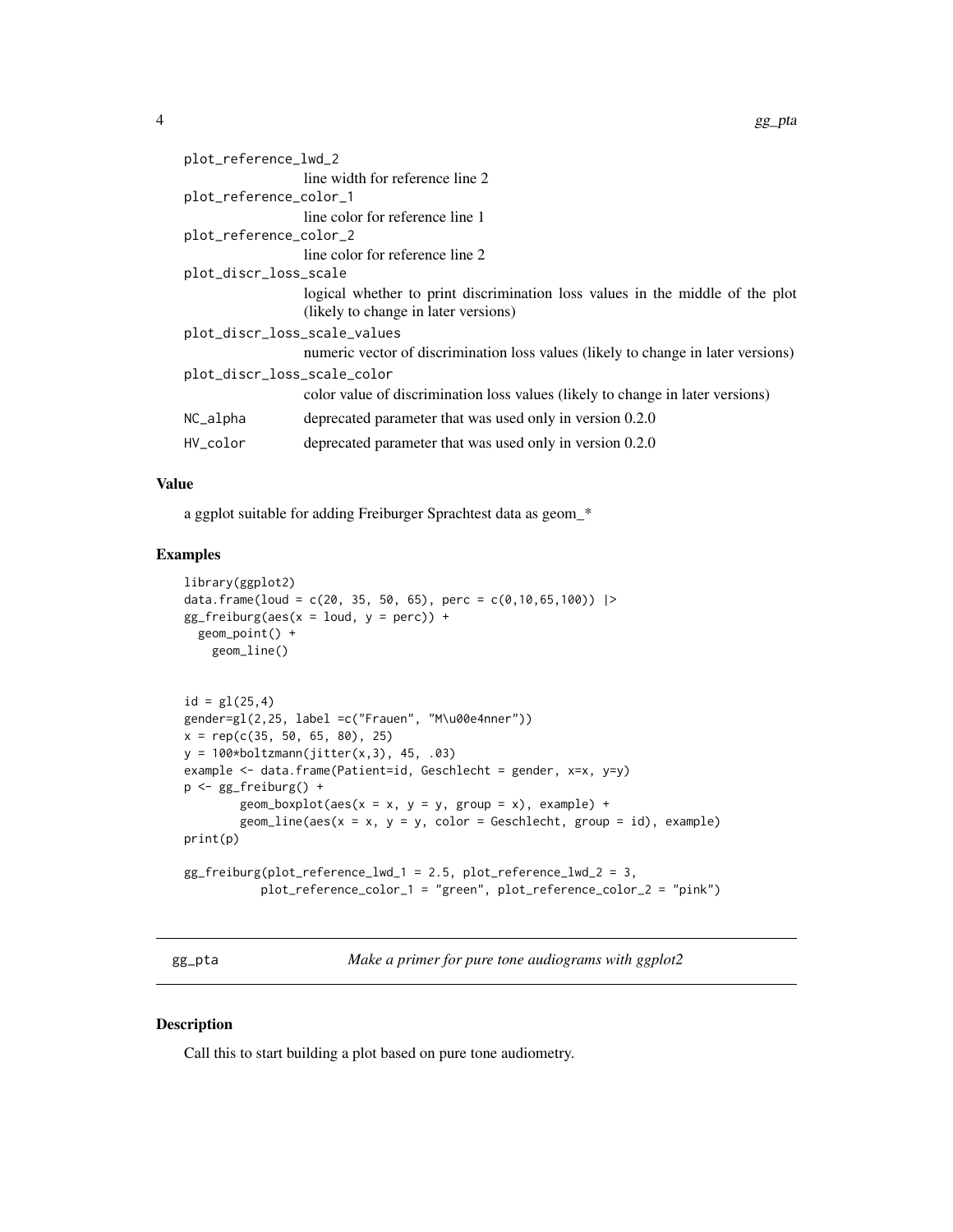`plot_reference_lwd_2`
: line width for reference line 2

`plot_reference_color_1`
: line color for reference line 1

`plot_reference_color_2`
: line color for reference line 2

`plot_discr_loss_scale`
: logical whether to print discrimination loss values in the middle of the plot (likely to change in later versions)

`plot_discr_loss_scale_values`
: numeric vector of discrimination loss values (likely to change in later versions)

`plot_discr_loss_scale_color`
: color value of discrimination loss values (likely to change in later versions)

`NC_alpha`
: deprecated parameter that was used only in version 0.2.0

`HV_color`
: deprecated parameter that was used only in version 0.2.0

### Value

a ggplot suitable for adding Freiburger Sprachtest data as geom_*

### Examples

```
library(ggplot2)
data.frame(loud = c(20, 35, 50, 65), perc = c(0,10,65,100)) |>
gg_freiburg(aes(x = loud, y = perc)) +
  geom_point() +
    geom_line()


id = gl(25,4)
gender=gl(2,25, label =c("Frauen", "M\u00e4nner"))
x = rep(c(35, 50, 65, 80), 25)
y = 100*boltzmann(jitter(x,3), 45, .03)
example <- data.frame(Patient=id, Geschlecht = gender, x=x, y=y)
p <- gg_freiburg() +
        geom_boxplot(aes(x = x, y = y, group = x), example) +
        geom_line(aes(x = x, y = y, color = Geschlecht, group = id), example)
print(p)

gg_freiburg(plot_reference_lwd_1 = 2.5, plot_reference_lwd_2 = 3,
           plot_reference_color_1 = "green", plot_reference_color_2 = "pink")
```

---

## gg_pta — *Make a primer for pure tone audiograms with ggplot2*

### Description

Call this to start building a plot based on pure tone audiometry.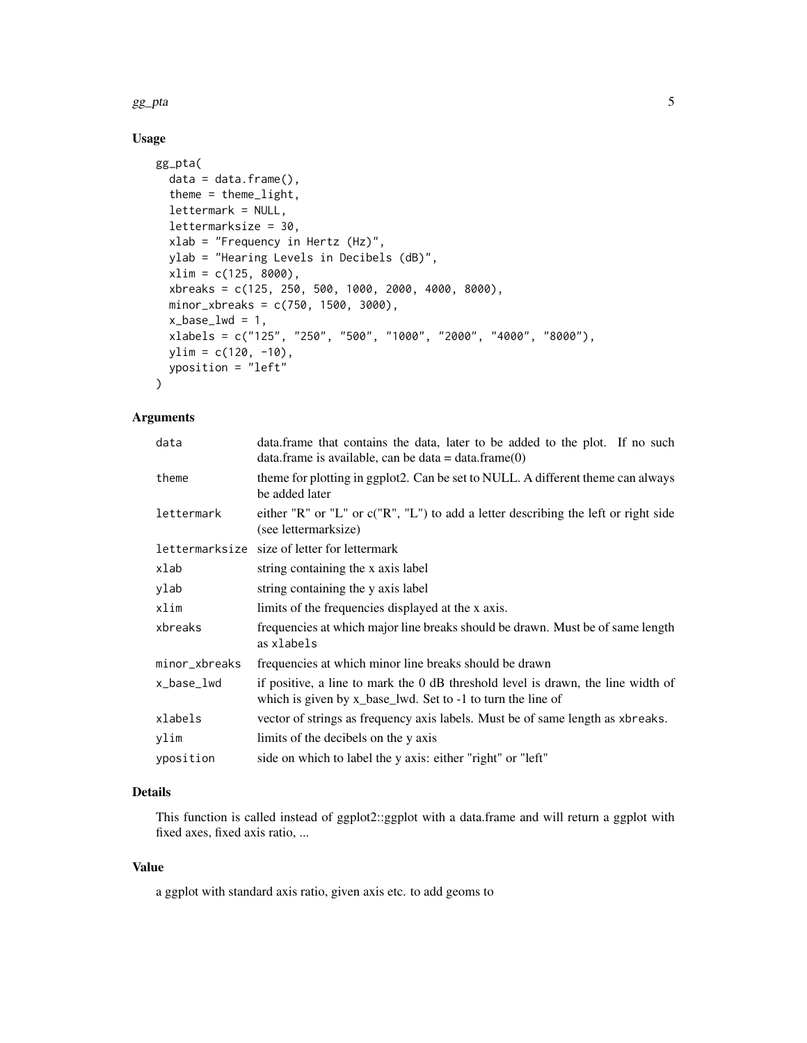## Usage

```
gg_pta(
  data = data.frame(),
  theme = theme_light,
  lettermark = NULL,
  lettermarksize = 30,
  xlab = "Frequency in Hertz (Hz)",
  ylab = "Hearing Levels in Decibels (dB)",
  xlim = c(125, 8000),
  xbreaks = c(125, 250, 500, 1000, 2000, 4000, 8000),
  minor_xbreaks = c(750, 1500, 3000),
  x_base_lwd = 1,
  xlabels = c("125", "250", "500", "1000", "2000", "4000", "8000"),
  ylim = c(120, -10),
  yposition = "left"
)
```

## Arguments

| | |
|---|---|
| `data` | data.frame that contains the data, later to be added to the plot. If no such data.frame is available, can be data = data.frame(0) |
| `theme` | theme for plotting in ggplot2. Can be set to NULL. A different theme can always be added later |
| `lettermark` | either "R" or "L" or c("R", "L") to add a letter describing the left or right side (see lettermarksize) |
| `lettermarksize` | size of letter for lettermark |
| `xlab` | string containing the x axis label |
| `ylab` | string containing the y axis label |
| `xlim` | limits of the frequencies displayed at the x axis. |
| `xbreaks` | frequencies at which major line breaks should be drawn. Must be of same length as `xlabels` |
| `minor_xbreaks` | frequencies at which minor line breaks should be drawn |
| `x_base_lwd` | if positive, a line to mark the 0 dB threshold level is drawn, the line width of which is given by x_base_lwd. Set to -1 to turn the line of |
| `xlabels` | vector of strings as frequency axis labels. Must be of same length as `xbreaks`. |
| `ylim` | limits of the decibels on the y axis |
| `yposition` | side on which to label the y axis: either "right" or "left" |

## Details

This function is called instead of ggplot2::ggplot with a data.frame and will return a ggplot with fixed axes, fixed axis ratio, ...

## Value

a ggplot with standard axis ratio, given axis etc. to add geoms to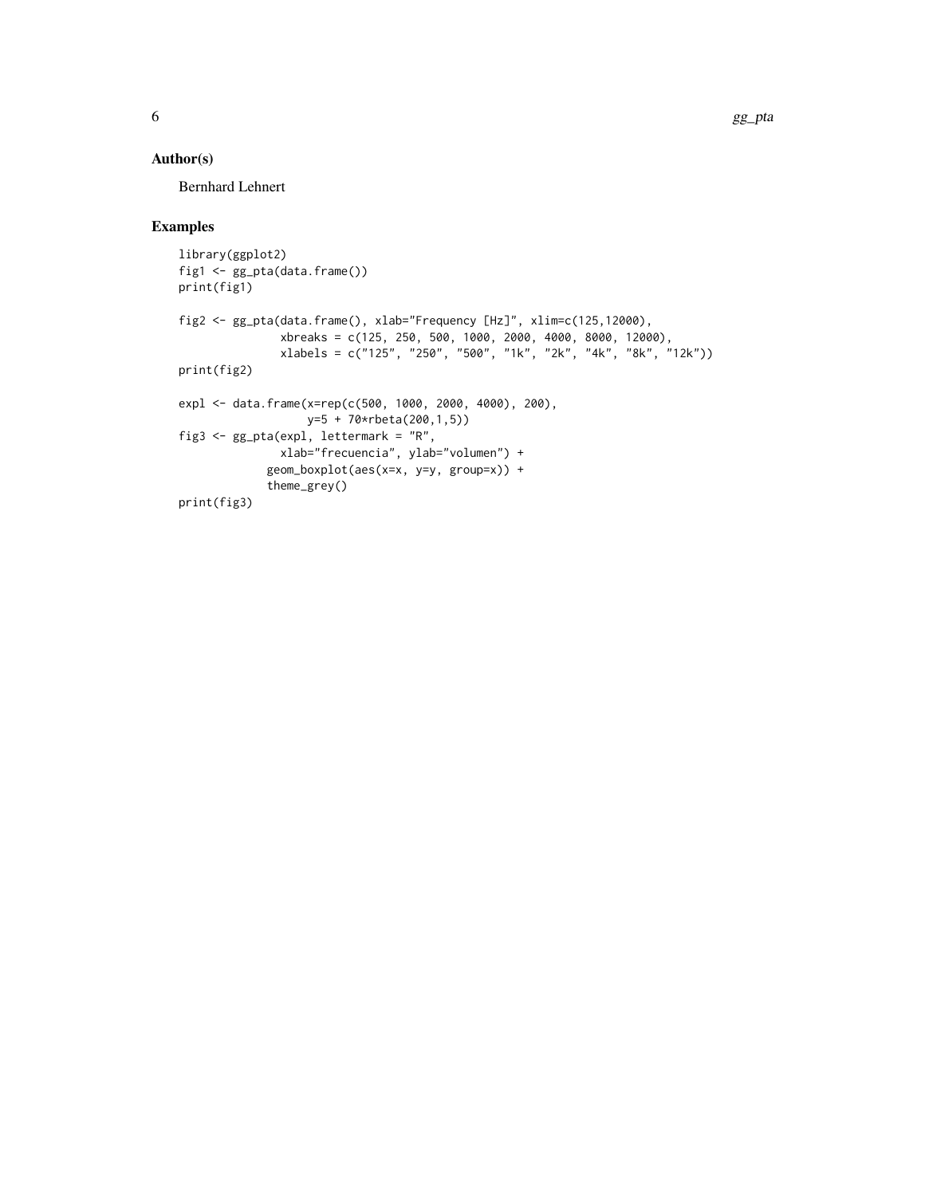### Author(s)

Bernhard Lehnert

### Examples

```
library(ggplot2)
fig1 <- gg_pta(data.frame())
print(fig1)

fig2 <- gg_pta(data.frame(), xlab="Frequency [Hz]", xlim=c(125,12000),
               xbreaks = c(125, 250, 500, 1000, 2000, 4000, 8000, 12000),
               xlabels = c("125", "250", "500", "1k", "2k", "4k", "8k", "12k"))
print(fig2)

expl <- data.frame(x=rep(c(500, 1000, 2000, 4000), 200),
                   y=5 + 70*rbeta(200,1,5))
fig3 <- gg_pta(expl, lettermark = "R",
               xlab="frecuencia", ylab="volumen") +
             geom_boxplot(aes(x=x, y=y, group=x)) +
             theme_grey()
print(fig3)
```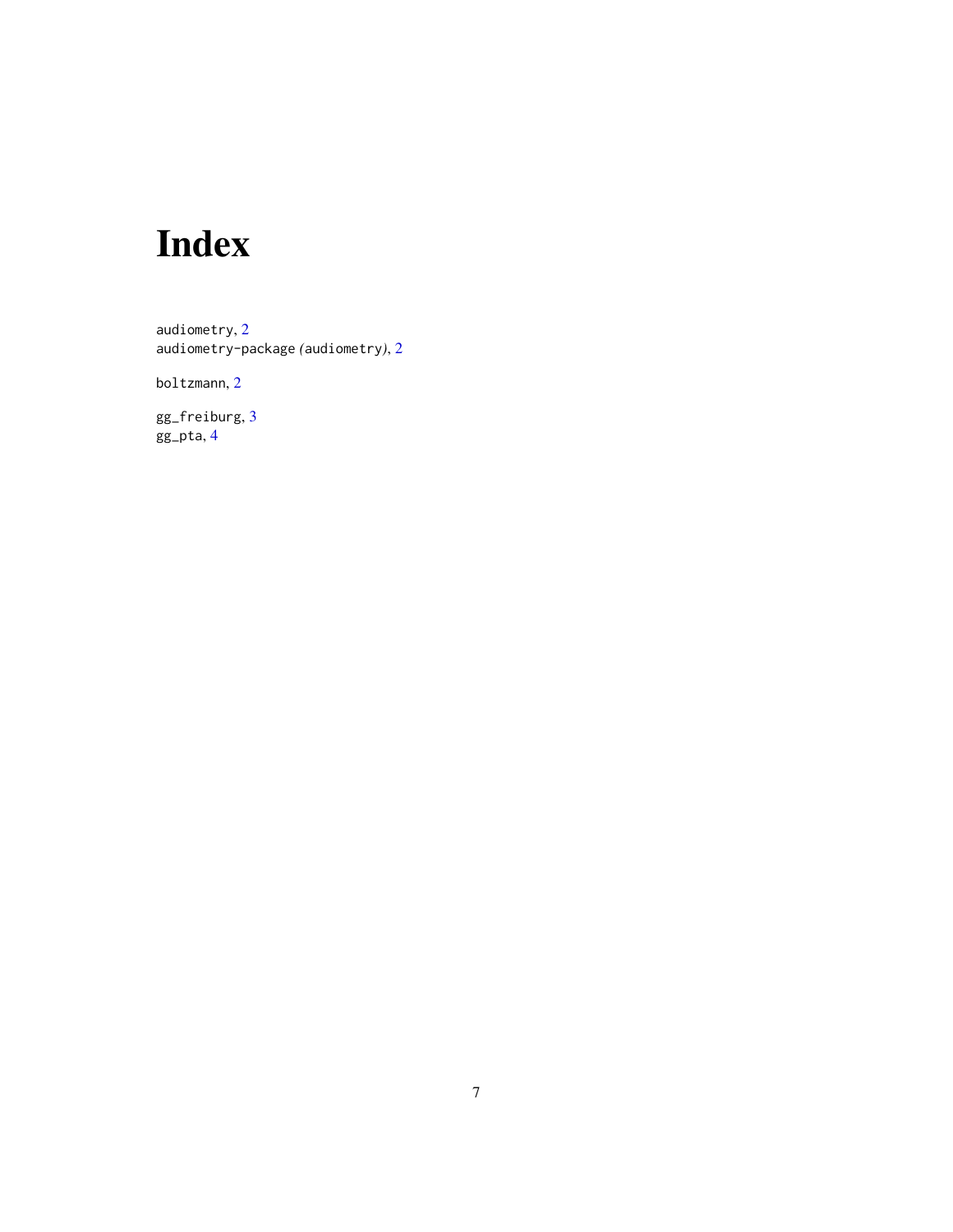# Index

audiometry, 2
audiometry-package (audiometry), 2

boltzmann, 2

gg_freiburg, 3
gg_pta, 4